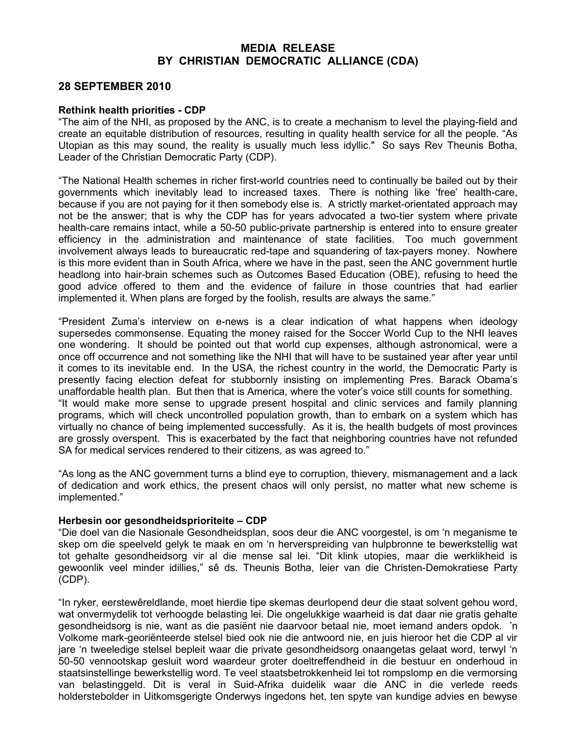**MEDIA RELEASE**
**BY CHRISTIAN DEMOCRATIC ALLIANCE (CDA)**

## 28 SEPTEMBER 2010

**Rethink health priorities - CDP**

"The aim of the NHI, as proposed by the ANC, is to create a mechanism to level the playing-field and create an equitable distribution of resources, resulting in quality health service for all the people. "As Utopian as this may sound, the reality is usually much less idyllic." So says Rev Theunis Botha, Leader of the Christian Democratic Party (CDP).

"The National Health schemes in richer first-world countries need to continually be bailed out by their governments which inevitably lead to increased taxes. There is nothing like 'free' health-care, because if you are not paying for it then somebody else is. A strictly market-orientated approach may not be the answer; that is why the CDP has for years advocated a two-tier system where private health-care remains intact, while a 50-50 public-private partnership is entered into to ensure greater efficiency in the administration and maintenance of state facilities. Too much government involvement always leads to bureaucratic red-tape and squandering of tax-payers money. Nowhere is this more evident than in South Africa, where we have in the past, seen the ANC government hurtle headlong into hair-brain schemes such as Outcomes Based Education (OBE), refusing to heed the good advice offered to them and the evidence of failure in those countries that had earlier implemented it. When plans are forged by the foolish, results are always the same."

"President Zuma's interview on e-news is a clear indication of what happens when ideology supersedes commonsense. Equating the money raised for the Soccer World Cup to the NHI leaves one wondering. It should be pointed out that world cup expenses, although astronomical, were a once off occurrence and not something like the NHI that will have to be sustained year after year until it comes to its inevitable end. In the USA, the richest country in the world, the Democratic Party is presently facing election defeat for stubbornly insisting on implementing Pres. Barack Obama's unaffordable health plan. But then that is America, where the voter's voice still counts for something.

"It would make more sense to upgrade present hospital and clinic services and family planning programs, which will check uncontrolled population growth, than to embark on a system which has virtually no chance of being implemented successfully. As it is, the health budgets of most provinces are grossly overspent. This is exacerbated by the fact that neighboring countries have not refunded SA for medical services rendered to their citizens, as was agreed to."

"As long as the ANC government turns a blind eye to corruption, thievery, mismanagement and a lack of dedication and work ethics, the present chaos will only persist, no matter what new scheme is implemented."

**Herbesin oor gesondheidsprioriteite – CDP**

"Die doel van die Nasionale Gesondheidsplan, soos deur die ANC voorgestel, is om 'n meganisme te skep om die speelveld gelyk te maak en om 'n herverspreiding van hulpbronne te bewerkstellig wat tot gehalte gesondheidsorg vir al die mense sal lei. "Dit klink utopies, maar die werklikheid is gewoonlik veel minder idillies," sê ds. Theunis Botha, leier van die Christen-Demokratiese Party (CDP).

"In ryker, eerstewêreldlande, moet hierdie tipe skemas deurlopend deur die staat solvent gehou word, wat onvermydelik tot verhoogde belasting lei. Die ongelukkige waarheid is dat daar nie gratis gehalte gesondheidsorg is nie, want as die pasiënt nie daarvoor betaal nie, moet iemand anders opdok. 'n Volkome mark-georiënteerde stelsel bied ook nie die antwoord nie, en juis hieroor het die CDP al vir jare 'n tweeledige stelsel bepleit waar die private gesondheidsorg onaangetas gelaat word, terwyl 'n 50-50 vennootskap gesluit word waardeur groter doeltreffendheid in die bestuur en onderhoud in staatsinstellinge bewerkstellig word. Te veel staatsbetrokkenheid lei tot rompslomp en die vermorsing van belastinggeld. Dit is veral in Suid-Afrika duidelik waar die ANC in die verlede reeds holderstebolder in Uitkomsgerigte Onderwys ingedons het, ten spyte van kundige advies en bewyse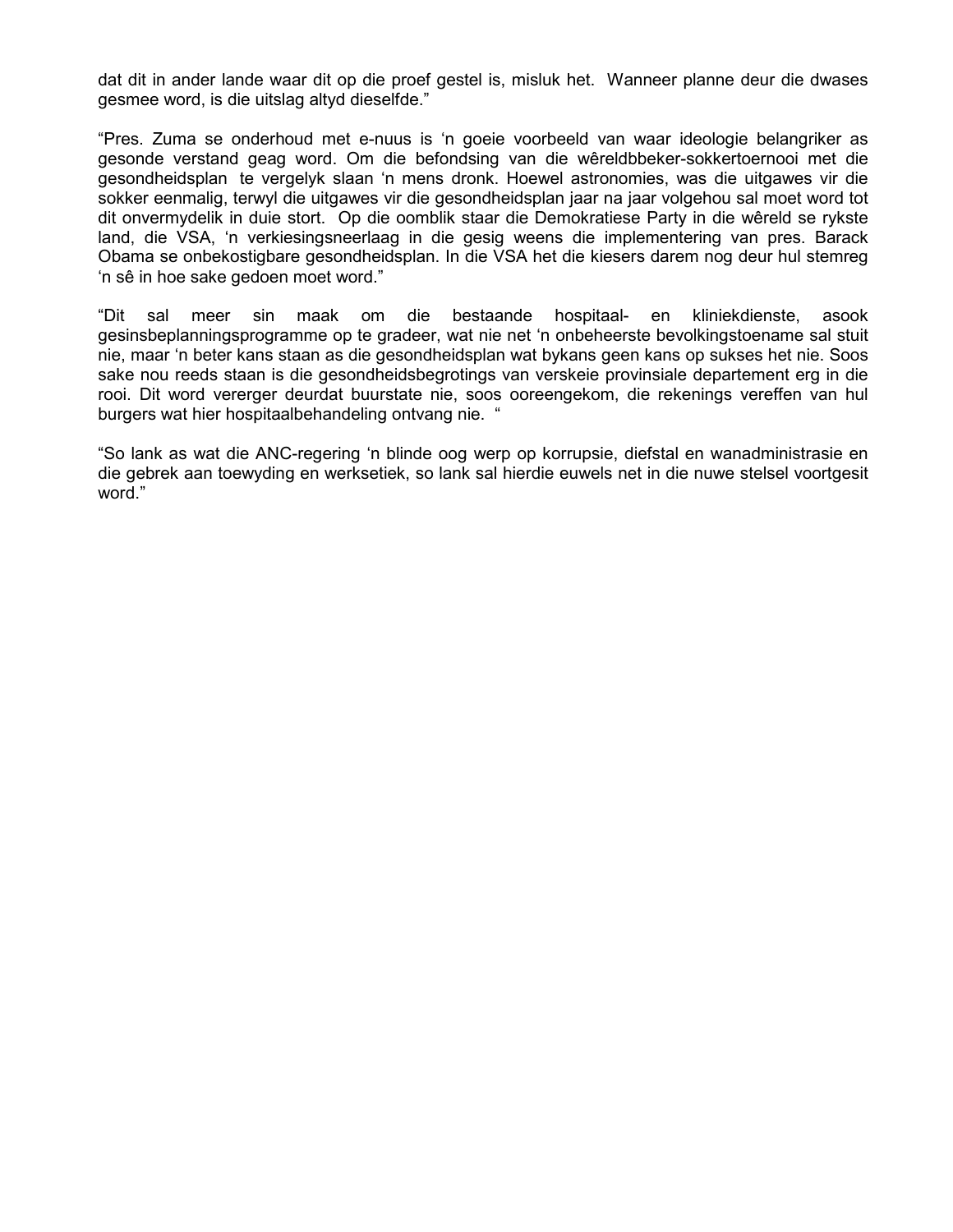dat dit in ander lande waar dit op die proef gestel is, misluk het.  Wanneer planne deur die dwases gesmee word, is die uitslag altyd dieselfde."

"Pres. Zuma se onderhoud met e-nuus is 'n goeie voorbeeld van waar ideologie belangriker as gesonde verstand geag word. Om die befondsing van die wêreldbbeker-sokkertoernooi met die gesondheidsplan  te vergelyk slaan 'n mens dronk. Hoewel astronomies, was die uitgawes vir die sokker eenmalig, terwyl die uitgawes vir die gesondheidsplan jaar na jaar volgehou sal moet word tot dit onvermydelik in duie stort.  Op die oomblik staar die Demokratiese Party in die wêreld se rykste land, die VSA, 'n verkiesingsneerlaag in die gesig weens die implementering van pres. Barack Obama se onbekostigbare gesondheidsplan. In die VSA het die kiesers darem nog deur hul stemreg 'n sê in hoe sake gedoen moet word."

"Dit sal meer sin maak om die bestaande hospitaal- en kliniekdienste, asook gesinsbeplanningsprogramme op te gradeer, wat nie net 'n onbeheerste bevolkingstoename sal stuit nie, maar 'n beter kans staan as die gesondheidsplan wat bykans geen kans op sukses het nie. Soos sake nou reeds staan is die gesondheidsbegrotings van verskeie provinsiale departement erg in die rooi. Dit word vererger deurdat buurstate nie, soos ooreengekom, die rekenings vereffen van hul burgers wat hier hospitaalbehandeling ontvang nie.  "

"So lank as wat die ANC-regering 'n blinde oog werp op korrupsie, diefstal en wanadministrasie en die gebrek aan toewyding en werksetiek, so lank sal hierdie euwels net in die nuwe stelsel voortgesit word."